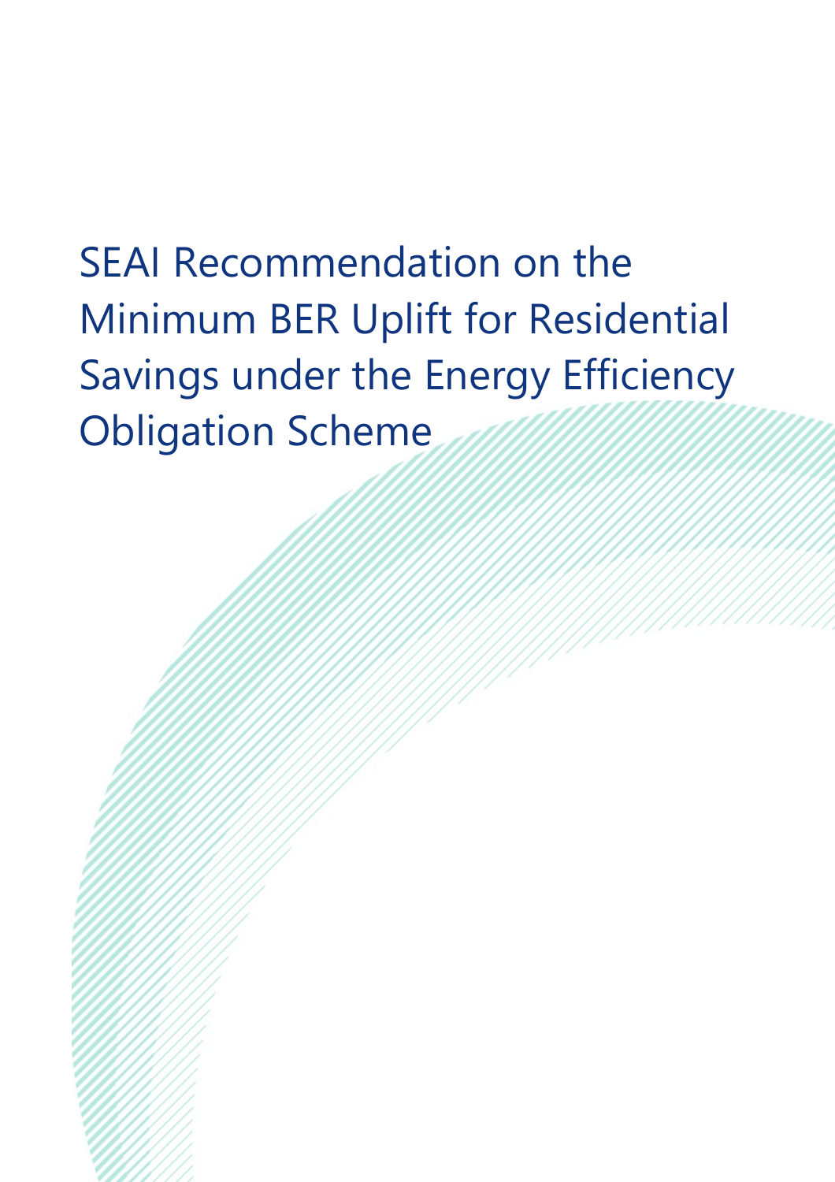# SEAI Recommendation on the Minimum BER Uplift for Residential Savings under the Energy Efficiency Obligation Scheme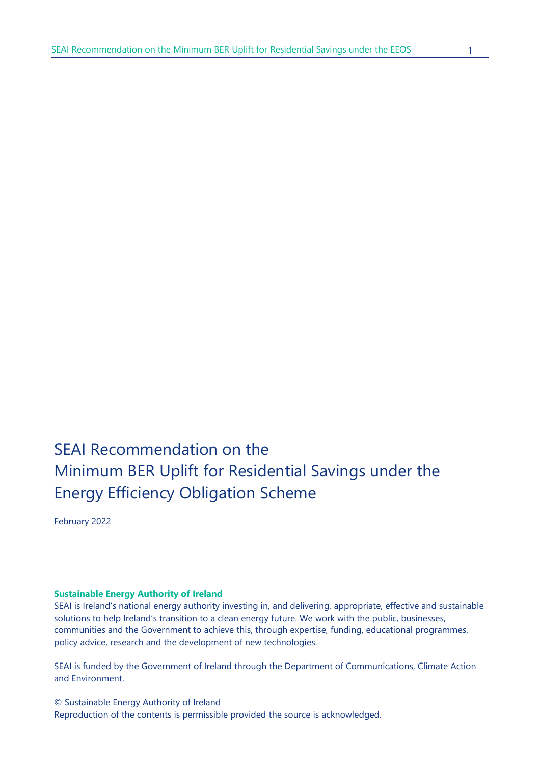# SEAI Recommendation on the Minimum BER Uplift for Residential Savings under the Energy Efficiency Obligation Scheme

February 2022

**Sustainable Energy Authority of Ireland**

SEAI is Ireland's national energy authority investing in, and delivering, appropriate, effective and sustainable solutions to help Ireland's transition to a clean energy future. We work with the public, businesses, communities and the Government to achieve this, through expertise, funding, educational programmes, policy advice, research and the development of new technologies.

SEAI is funded by the Government of Ireland through the Department of Communications, Climate Action and Environment.

© Sustainable Energy Authority of Ireland

Reproduction of the contents is permissible provided the source is acknowledged.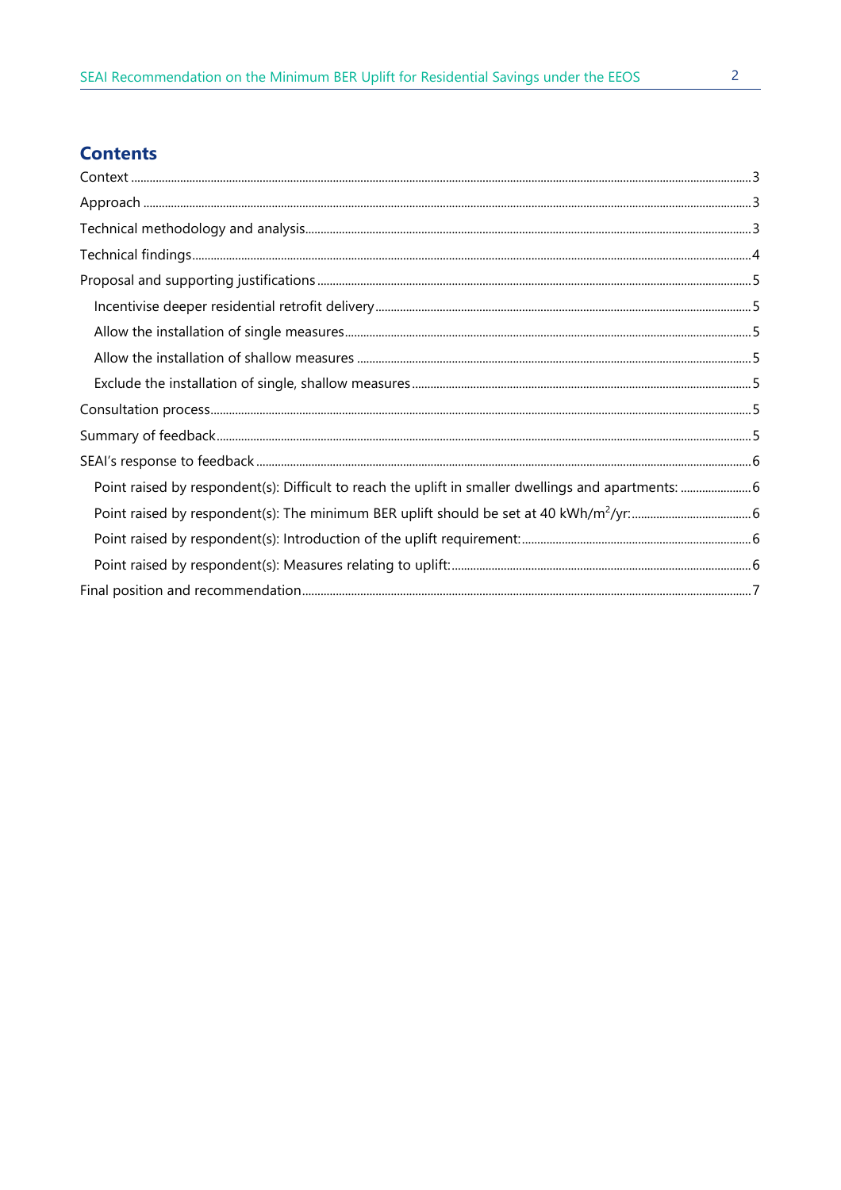## Contents

- Context ........ 3
- Approach ........ 3
- Technical methodology and analysis ........ 3
- Technical findings ........ 4
- Proposal and supporting justifications ........ 5
  - Incentivise deeper residential retrofit delivery ........ 5
  - Allow the installation of single measures ........ 5
  - Allow the installation of shallow measures ........ 5
  - Exclude the installation of single, shallow measures ........ 5
- Consultation process ........ 5
- Summary of feedback ........ 5
- SEAI's response to feedback ........ 6
  - Point raised by respondent(s): Difficult to reach the uplift in smaller dwellings and apartments: ........ 6
  - Point raised by respondent(s): The minimum BER uplift should be set at 40 kWh/m$^2$/yr: ........ 6
  - Point raised by respondent(s): Introduction of the uplift requirement: ........ 6
  - Point raised by respondent(s): Measures relating to uplift: ........ 6
- Final position and recommendation ........ 7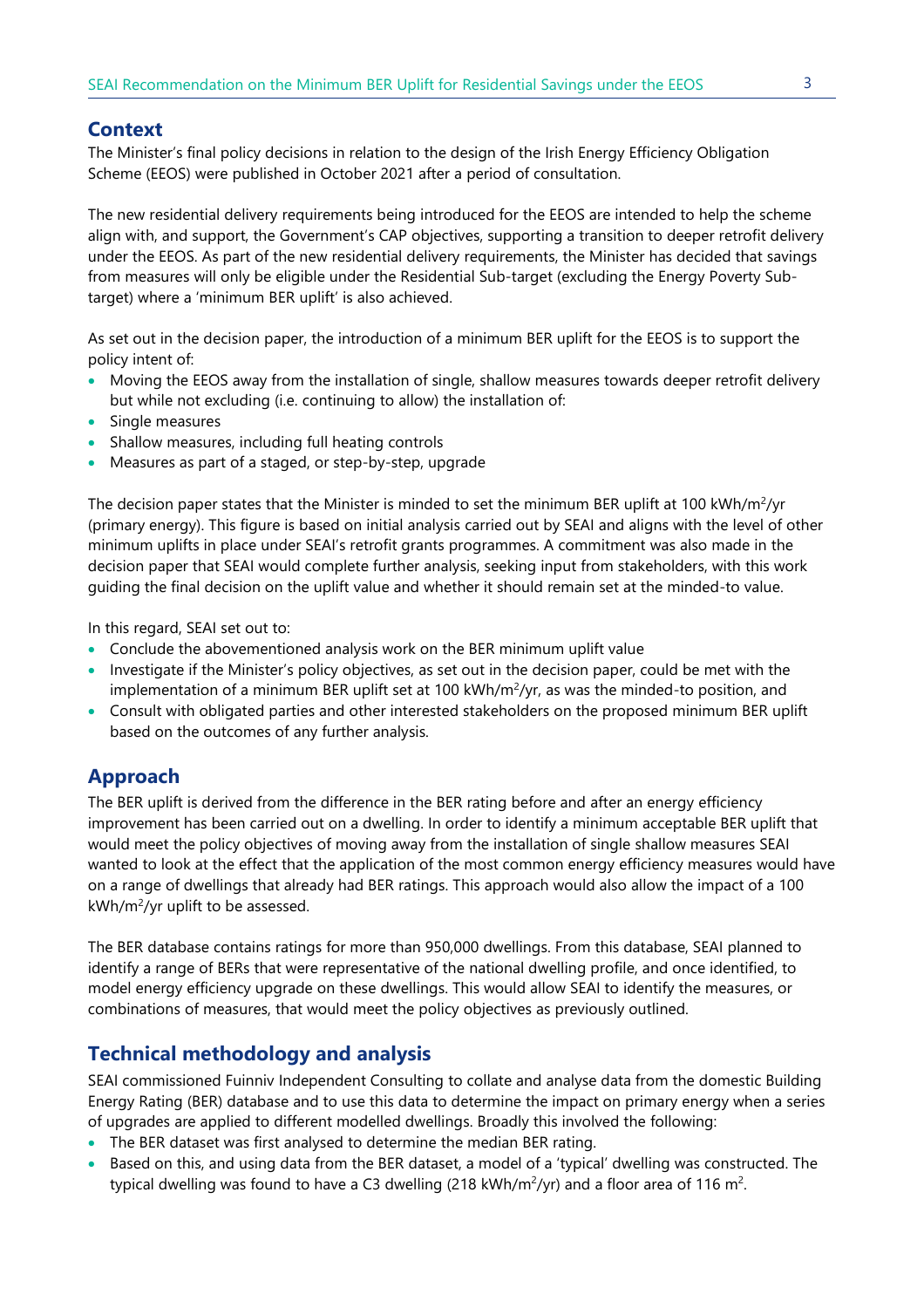## Context

The Minister's final policy decisions in relation to the design of the Irish Energy Efficiency Obligation Scheme (EEOS) were published in October 2021 after a period of consultation.

The new residential delivery requirements being introduced for the EEOS are intended to help the scheme align with, and support, the Government's CAP objectives, supporting a transition to deeper retrofit delivery under the EEOS. As part of the new residential delivery requirements, the Minister has decided that savings from measures will only be eligible under the Residential Sub-target (excluding the Energy Poverty Sub-target) where a 'minimum BER uplift' is also achieved.

As set out in the decision paper, the introduction of a minimum BER uplift for the EEOS is to support the policy intent of:

- Moving the EEOS away from the installation of single, shallow measures towards deeper retrofit delivery but while not excluding (i.e. continuing to allow) the installation of:
- Single measures
- Shallow measures, including full heating controls
- Measures as part of a staged, or step-by-step, upgrade

The decision paper states that the Minister is minded to set the minimum BER uplift at 100 kWh/m$^2$/yr (primary energy). This figure is based on initial analysis carried out by SEAI and aligns with the level of other minimum uplifts in place under SEAI's retrofit grants programmes. A commitment was also made in the decision paper that SEAI would complete further analysis, seeking input from stakeholders, with this work guiding the final decision on the uplift value and whether it should remain set at the minded-to value.

In this regard, SEAI set out to:

- Conclude the abovementioned analysis work on the BER minimum uplift value
- Investigate if the Minister's policy objectives, as set out in the decision paper, could be met with the implementation of a minimum BER uplift set at 100 kWh/m$^2$/yr, as was the minded-to position, and
- Consult with obligated parties and other interested stakeholders on the proposed minimum BER uplift based on the outcomes of any further analysis.

## Approach

The BER uplift is derived from the difference in the BER rating before and after an energy efficiency improvement has been carried out on a dwelling. In order to identify a minimum acceptable BER uplift that would meet the policy objectives of moving away from the installation of single shallow measures SEAI wanted to look at the effect that the application of the most common energy efficiency measures would have on a range of dwellings that already had BER ratings. This approach would also allow the impact of a 100 kWh/m$^2$/yr uplift to be assessed.

The BER database contains ratings for more than 950,000 dwellings. From this database, SEAI planned to identify a range of BERs that were representative of the national dwelling profile, and once identified, to model energy efficiency upgrade on these dwellings. This would allow SEAI to identify the measures, or combinations of measures, that would meet the policy objectives as previously outlined.

## Technical methodology and analysis

SEAI commissioned Fuinniv Independent Consulting to collate and analyse data from the domestic Building Energy Rating (BER) database and to use this data to determine the impact on primary energy when a series of upgrades are applied to different modelled dwellings. Broadly this involved the following:

- The BER dataset was first analysed to determine the median BER rating.
- Based on this, and using data from the BER dataset, a model of a 'typical' dwelling was constructed. The typical dwelling was found to have a C3 dwelling (218 kWh/m$^2$/yr) and a floor area of 116 m$^2$.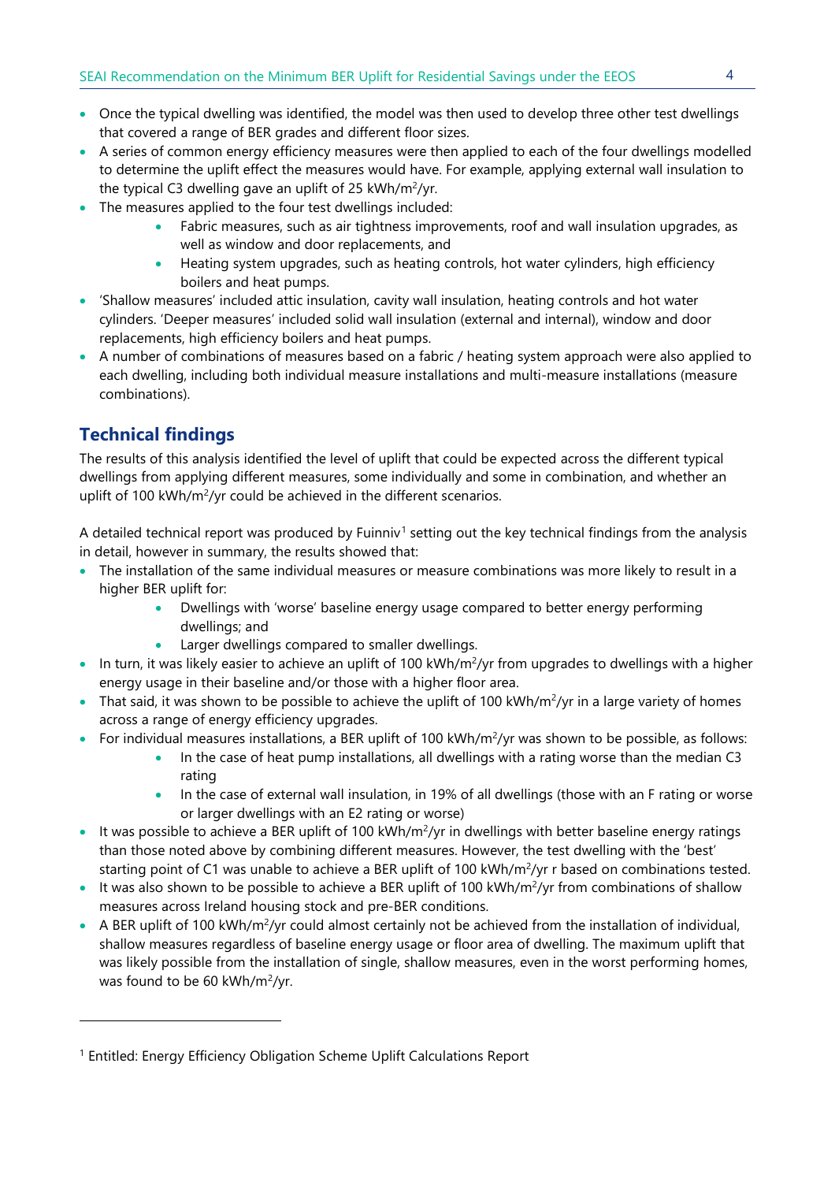- Once the typical dwelling was identified, the model was then used to develop three other test dwellings that covered a range of BER grades and different floor sizes.
- A series of common energy efficiency measures were then applied to each of the four dwellings modelled to determine the uplift effect the measures would have. For example, applying external wall insulation to the typical C3 dwelling gave an uplift of 25 kWh/$m^2$/yr.
- The measures applied to the four test dwellings included:
    - Fabric measures, such as air tightness improvements, roof and wall insulation upgrades, as well as window and door replacements, and
    - Heating system upgrades, such as heating controls, hot water cylinders, high efficiency boilers and heat pumps.
- 'Shallow measures' included attic insulation, cavity wall insulation, heating controls and hot water cylinders. 'Deeper measures' included solid wall insulation (external and internal), window and door replacements, high efficiency boilers and heat pumps.
- A number of combinations of measures based on a fabric / heating system approach were also applied to each dwelling, including both individual measure installations and multi-measure installations (measure combinations).

## Technical findings

The results of this analysis identified the level of uplift that could be expected across the different typical dwellings from applying different measures, some individually and some in combination, and whether an uplift of 100 kWh/$m^2$/yr could be achieved in the different scenarios.

A detailed technical report was produced by Fuinniv[1] setting out the key technical findings from the analysis in detail, however in summary, the results showed that:

- The installation of the same individual measures or measure combinations was more likely to result in a higher BER uplift for:
    - Dwellings with 'worse' baseline energy usage compared to better energy performing dwellings; and
    - Larger dwellings compared to smaller dwellings.
- In turn, it was likely easier to achieve an uplift of 100 kWh/$m^2$/yr from upgrades to dwellings with a higher energy usage in their baseline and/or those with a higher floor area.
- That said, it was shown to be possible to achieve the uplift of 100 kWh/$m^2$/yr in a large variety of homes across a range of energy efficiency upgrades.
- For individual measures installations, a BER uplift of 100 kWh/$m^2$/yr was shown to be possible, as follows:
    - In the case of heat pump installations, all dwellings with a rating worse than the median C3 rating
    - In the case of external wall insulation, in 19% of all dwellings (those with an F rating or worse or larger dwellings with an E2 rating or worse)
- It was possible to achieve a BER uplift of 100 kWh/$m^2$/yr in dwellings with better baseline energy ratings than those noted above by combining different measures. However, the test dwelling with the 'best' starting point of C1 was unable to achieve a BER uplift of 100 kWh/$m^2$/yr r based on combinations tested.
- It was also shown to be possible to achieve a BER uplift of 100 kWh/$m^2$/yr from combinations of shallow measures across Ireland housing stock and pre-BER conditions.
- A BER uplift of 100 kWh/$m^2$/yr could almost certainly not be achieved from the installation of individual, shallow measures regardless of baseline energy usage or floor area of dwelling. The maximum uplift that was likely possible from the installation of single, shallow measures, even in the worst performing homes, was found to be 60 kWh/$m^2$/yr.

[1] Entitled: Energy Efficiency Obligation Scheme Uplift Calculations Report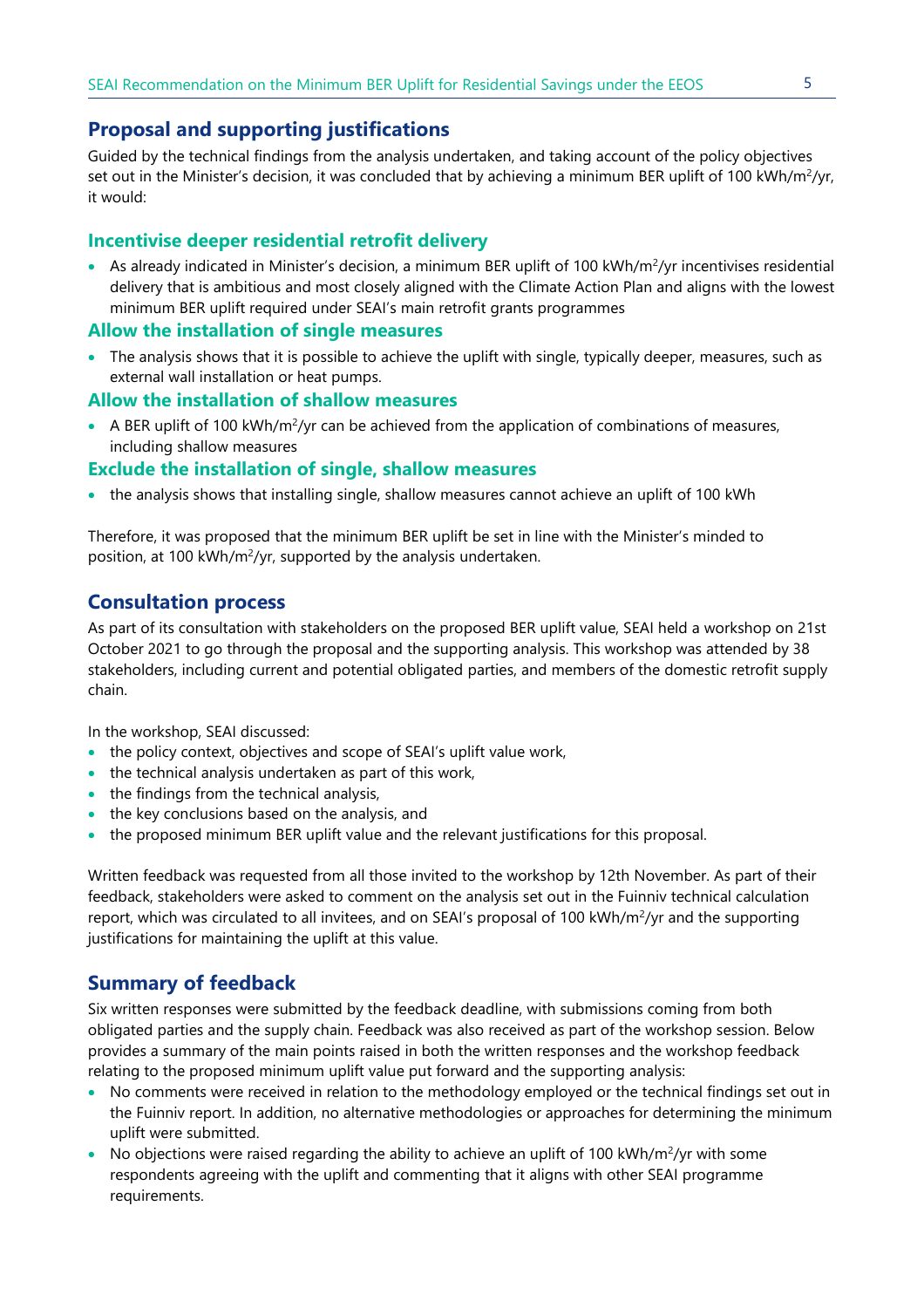## Proposal and supporting justifications

Guided by the technical findings from the analysis undertaken, and taking account of the policy objectives set out in the Minister's decision, it was concluded that by achieving a minimum BER uplift of 100 kWh/m$^2$/yr, it would:

### Incentivise deeper residential retrofit delivery

- As already indicated in Minister's decision, a minimum BER uplift of 100 kWh/m$^2$/yr incentivises residential delivery that is ambitious and most closely aligned with the Climate Action Plan and aligns with the lowest minimum BER uplift required under SEAI's main retrofit grants programmes

### Allow the installation of single measures

- The analysis shows that it is possible to achieve the uplift with single, typically deeper, measures, such as external wall installation or heat pumps.

### Allow the installation of shallow measures

- A BER uplift of 100 kWh/m$^2$/yr can be achieved from the application of combinations of measures, including shallow measures

### Exclude the installation of single, shallow measures

- the analysis shows that installing single, shallow measures cannot achieve an uplift of 100 kWh

Therefore, it was proposed that the minimum BER uplift be set in line with the Minister's minded to position, at 100 kWh/m$^2$/yr, supported by the analysis undertaken.

## Consultation process

As part of its consultation with stakeholders on the proposed BER uplift value, SEAI held a workshop on 21st October 2021 to go through the proposal and the supporting analysis. This workshop was attended by 38 stakeholders, including current and potential obligated parties, and members of the domestic retrofit supply chain.

In the workshop, SEAI discussed:

- the policy context, objectives and scope of SEAI's uplift value work,
- the technical analysis undertaken as part of this work,
- the findings from the technical analysis,
- the key conclusions based on the analysis, and
- the proposed minimum BER uplift value and the relevant justifications for this proposal.

Written feedback was requested from all those invited to the workshop by 12th November. As part of their feedback, stakeholders were asked to comment on the analysis set out in the Fuinniv technical calculation report, which was circulated to all invitees, and on SEAI's proposal of 100 kWh/m$^2$/yr and the supporting justifications for maintaining the uplift at this value.

## Summary of feedback

Six written responses were submitted by the feedback deadline, with submissions coming from both obligated parties and the supply chain. Feedback was also received as part of the workshop session. Below provides a summary of the main points raised in both the written responses and the workshop feedback relating to the proposed minimum uplift value put forward and the supporting analysis:

- No comments were received in relation to the methodology employed or the technical findings set out in the Fuinniv report. In addition, no alternative methodologies or approaches for determining the minimum uplift were submitted.
- No objections were raised regarding the ability to achieve an uplift of 100 kWh/m$^2$/yr with some respondents agreeing with the uplift and commenting that it aligns with other SEAI programme requirements.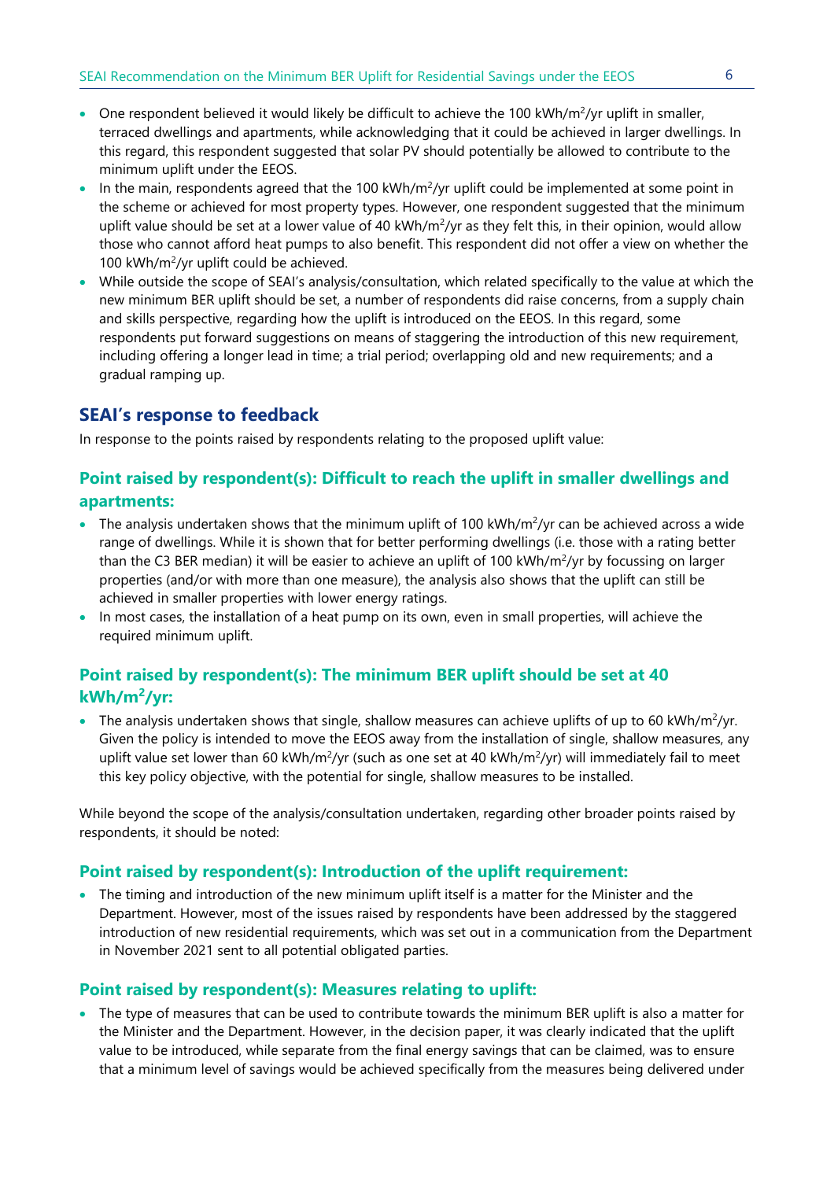- One respondent believed it would likely be difficult to achieve the 100 kWh/m$^2$/yr uplift in smaller, terraced dwellings and apartments, while acknowledging that it could be achieved in larger dwellings. In this regard, this respondent suggested that solar PV should potentially be allowed to contribute to the minimum uplift under the EEOS.
- In the main, respondents agreed that the 100 kWh/m$^2$/yr uplift could be implemented at some point in the scheme or achieved for most property types. However, one respondent suggested that the minimum uplift value should be set at a lower value of 40 kWh/m$^2$/yr as they felt this, in their opinion, would allow those who cannot afford heat pumps to also benefit. This respondent did not offer a view on whether the 100 kWh/m$^2$/yr uplift could be achieved.
- While outside the scope of SEAI's analysis/consultation, which related specifically to the value at which the new minimum BER uplift should be set, a number of respondents did raise concerns, from a supply chain and skills perspective, regarding how the uplift is introduced on the EEOS. In this regard, some respondents put forward suggestions on means of staggering the introduction of this new requirement, including offering a longer lead in time; a trial period; overlapping old and new requirements; and a gradual ramping up.

## SEAI's response to feedback

In response to the points raised by respondents relating to the proposed uplift value:

### Point raised by respondent(s): Difficult to reach the uplift in smaller dwellings and apartments:

- The analysis undertaken shows that the minimum uplift of 100 kWh/m$^2$/yr can be achieved across a wide range of dwellings. While it is shown that for better performing dwellings (i.e. those with a rating better than the C3 BER median) it will be easier to achieve an uplift of 100 kWh/m$^2$/yr by focussing on larger properties (and/or with more than one measure), the analysis also shows that the uplift can still be achieved in smaller properties with lower energy ratings.
- In most cases, the installation of a heat pump on its own, even in small properties, will achieve the required minimum uplift.

### Point raised by respondent(s): The minimum BER uplift should be set at 40 kWh/m$^2$/yr:

- The analysis undertaken shows that single, shallow measures can achieve uplifts of up to 60 kWh/m$^2$/yr. Given the policy is intended to move the EEOS away from the installation of single, shallow measures, any uplift value set lower than 60 kWh/m$^2$/yr (such as one set at 40 kWh/m$^2$/yr) will immediately fail to meet this key policy objective, with the potential for single, shallow measures to be installed.

While beyond the scope of the analysis/consultation undertaken, regarding other broader points raised by respondents, it should be noted:

### Point raised by respondent(s): Introduction of the uplift requirement:

- The timing and introduction of the new minimum uplift itself is a matter for the Minister and the Department. However, most of the issues raised by respondents have been addressed by the staggered introduction of new residential requirements, which was set out in a communication from the Department in November 2021 sent to all potential obligated parties.

### Point raised by respondent(s): Measures relating to uplift:

- The type of measures that can be used to contribute towards the minimum BER uplift is also a matter for the Minister and the Department. However, in the decision paper, it was clearly indicated that the uplift value to be introduced, while separate from the final energy savings that can be claimed, was to ensure that a minimum level of savings would be achieved specifically from the measures being delivered under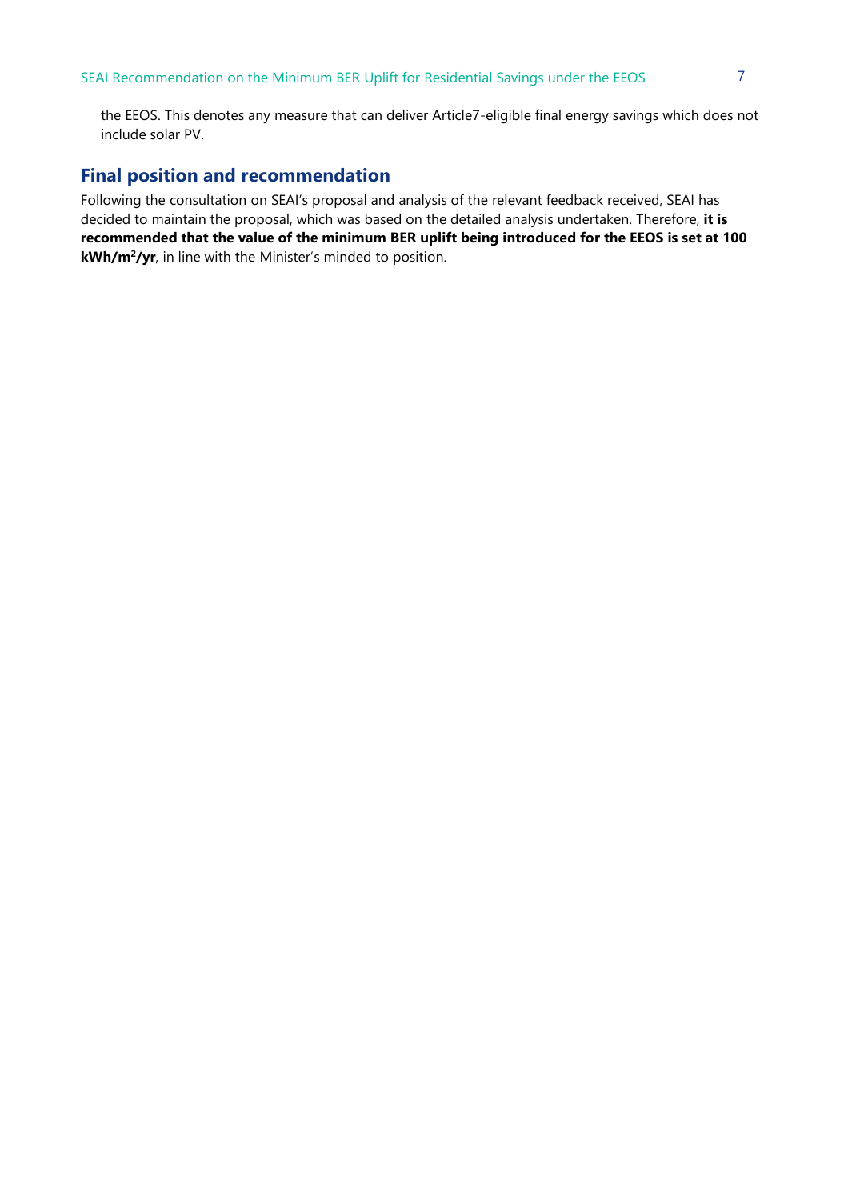the EEOS. This denotes any measure that can deliver Article7-eligible final energy savings which does not include solar PV.

## Final position and recommendation

Following the consultation on SEAI's proposal and analysis of the relevant feedback received, SEAI has decided to maintain the proposal, which was based on the detailed analysis undertaken. Therefore, **it is recommended that the value of the minimum BER uplift being introduced for the EEOS is set at 100 kWh/m$^2$/yr**, in line with the Minister's minded to position.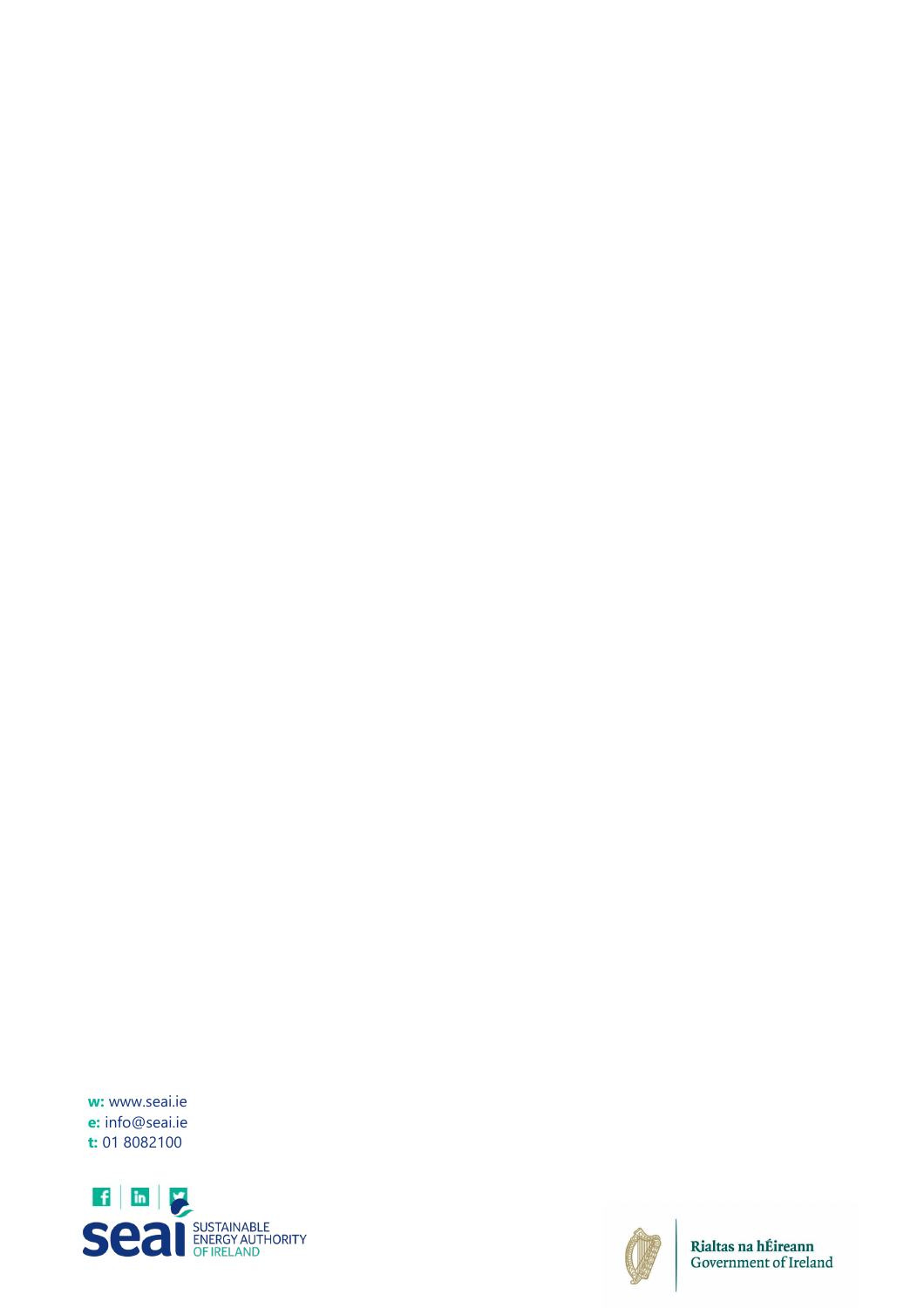**w:** www.seai.ie
**e:** info@seai.ie
**t:** 01 8082100

SUSTAINABLE ENERGY AUTHORITY OF IRELAND

Rialtas na hÉireann
Government of Ireland